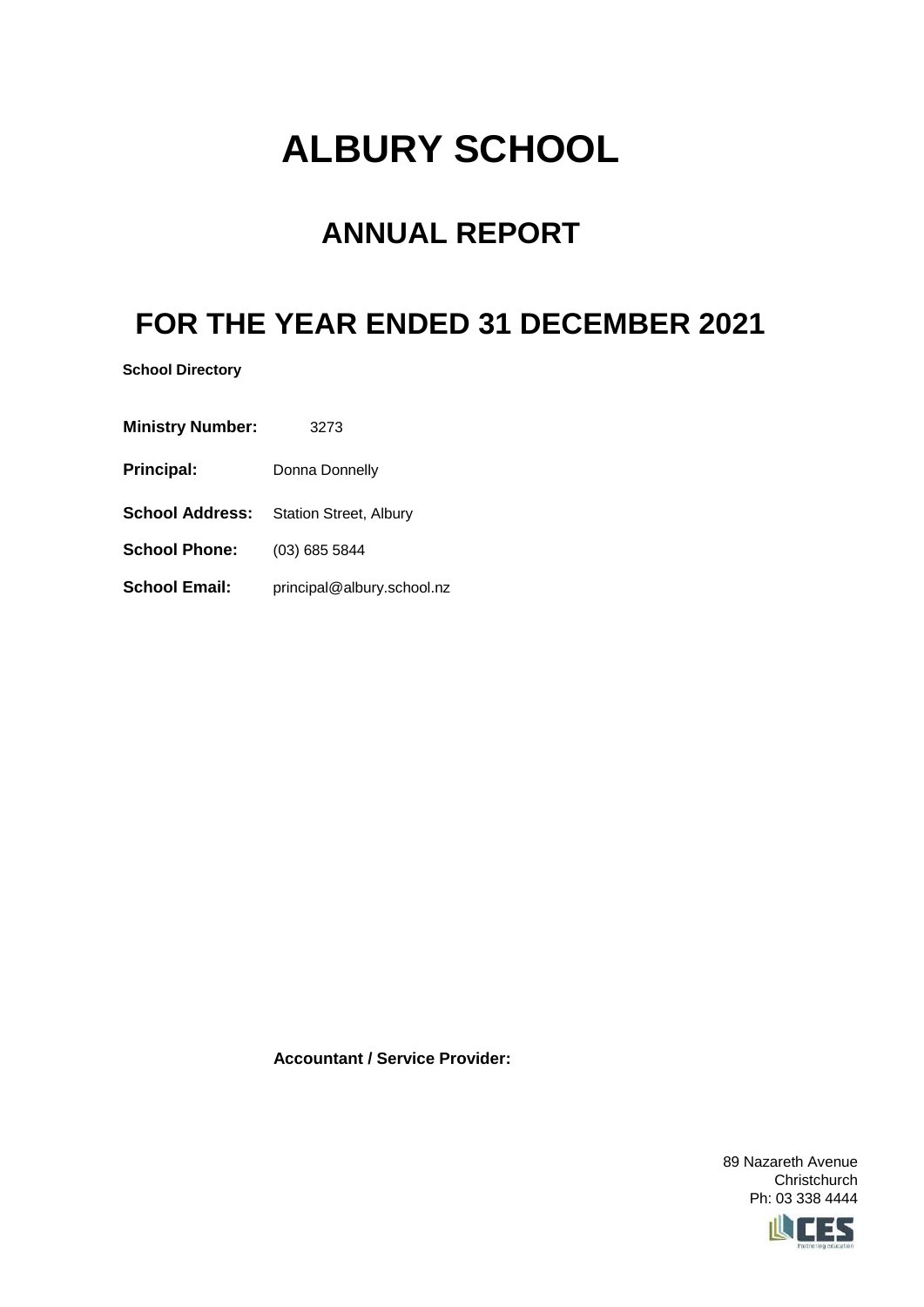# ALBURY SCHOOL

## ANNUAL REPORT

## FOR THE YEAR ENDED 31 DECEMBER 2021

**School Directory**

**Ministry Number:** 3273

**Principal:** Donna Donnelly

**School Address:** Station Street, Albury

**School Phone:** (03) 685 5844

**School Email:** principal@albury.school.nz

**Accountant / Service Provider:**

89 Nazareth Avenue
Christchurch
Ph: 03 338 4444

CES
Partnering education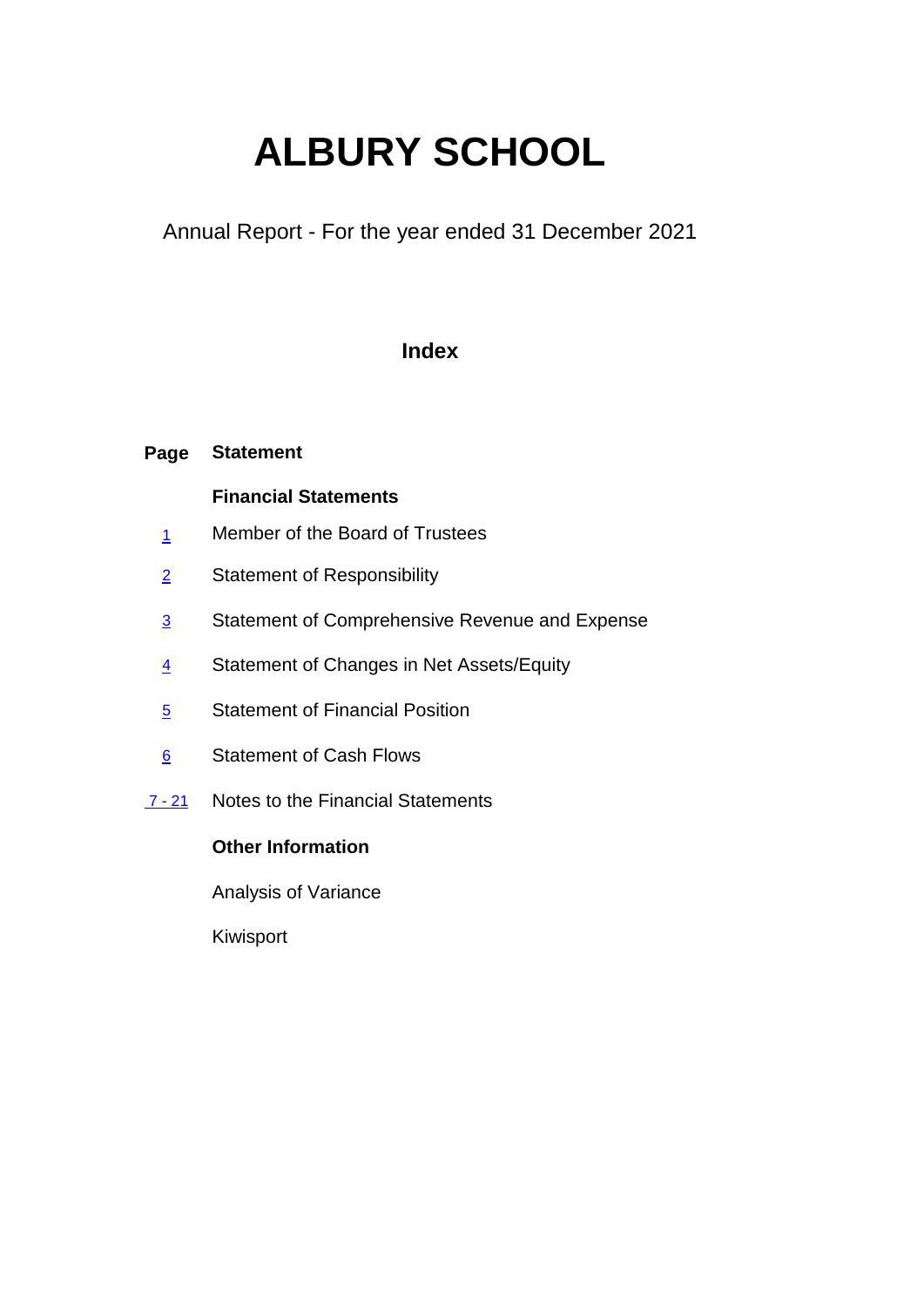# ALBURY SCHOOL

Annual Report - For the year ended 31 December 2021

## Index

| Page | Statement |
|---|---|
| | **Financial Statements** |
| 1 | Member of the Board of Trustees |
| 2 | Statement of Responsibility |
| 3 | Statement of Comprehensive Revenue and Expense |
| 4 | Statement of Changes in Net Assets/Equity |
| 5 | Statement of Financial Position |
| 6 | Statement of Cash Flows |
| 7 - 21 | Notes to the Financial Statements |
| | **Other Information** |
| | Analysis of Variance |
| | Kiwisport |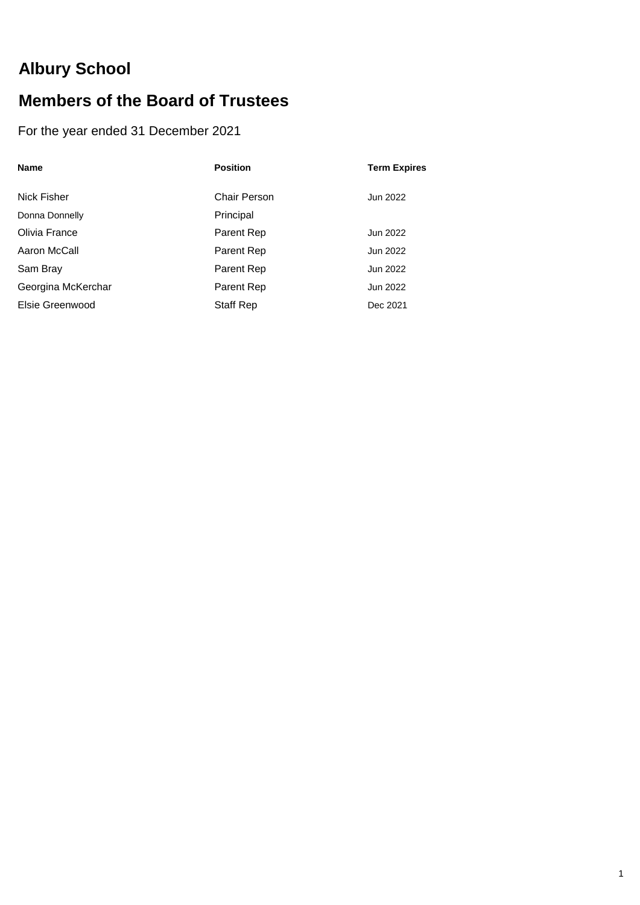# Albury School

## Members of the Board of Trustees

For the year ended 31 December 2021

| Name | Position | Term Expires |
|---|---|---|
| Nick Fisher | Chair Person | Jun 2022 |
| Donna Donnelly | Principal | |
| Olivia France | Parent Rep | Jun 2022 |
| Aaron McCall | Parent Rep | Jun 2022 |
| Sam Bray | Parent Rep | Jun 2022 |
| Georgina McKerchar | Parent Rep | Jun 2022 |
| Elsie Greenwood | Staff Rep | Dec 2021 |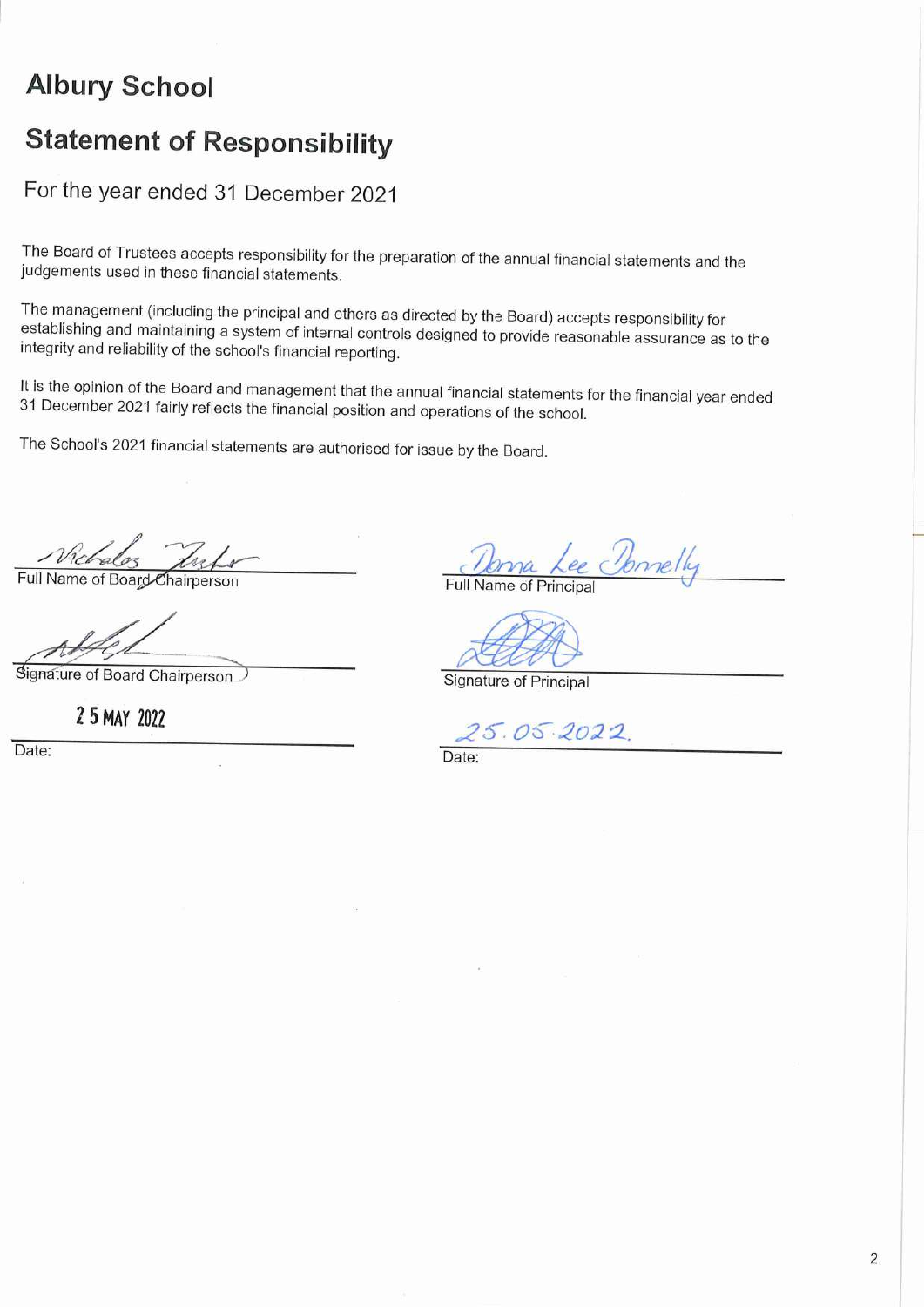# Albury School

## Statement of Responsibility

For the year ended 31 December 2021

The Board of Trustees accepts responsibility for the preparation of the annual financial statements and the judgements used in these financial statements.

The management (including the principal and others as directed by the Board) accepts responsibility for establishing and maintaining a system of internal controls designed to provide reasonable assurance as to the integrity and reliability of the school's financial reporting.

It is the opinion of the Board and management that the annual financial statements for the financial year ended 31 December 2021 fairly reflects the financial position and operations of the school.

The School's 2021 financial statements are authorised for issue by the Board.

Nicholas Fisher
Full Name of Board Chairperson

[Signature]
Signature of Board Chairperson

25 MAY 2022
Date:

Donna Lee Donnelly
Full Name of Principal

[Signature]
Signature of Principal

25.05.2022
Date: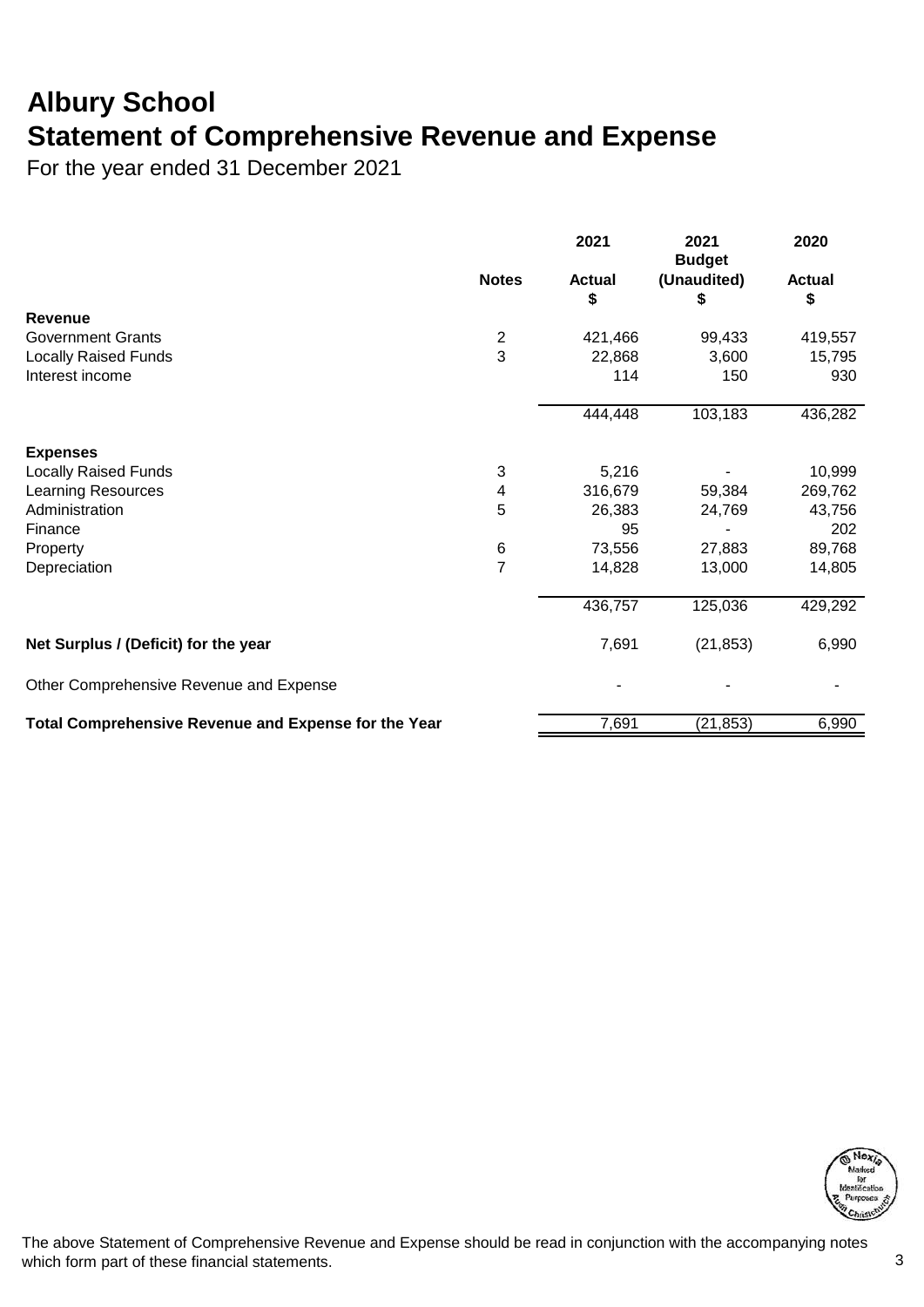# Albury School
# Statement of Comprehensive Revenue and Expense

For the year ended 31 December 2021

| | Notes | 2021 Actual $ | 2021 Budget (Unaudited) $ | 2020 Actual $ |
|---|---|---|---|---|
| **Revenue** | | | | |
| Government Grants | 2 | 421,466 | 99,433 | 419,557 |
| Locally Raised Funds | 3 | 22,868 | 3,600 | 15,795 |
| Interest income | | 114 | 150 | 930 |
| | | 444,448 | 103,183 | 436,282 |
| **Expenses** | | | | |
| Locally Raised Funds | 3 | 5,216 | - | 10,999 |
| Learning Resources | 4 | 316,679 | 59,384 | 269,762 |
| Administration | 5 | 26,383 | 24,769 | 43,756 |
| Finance | | 95 | - | 202 |
| Property | 6 | 73,556 | 27,883 | 89,768 |
| Depreciation | 7 | 14,828 | 13,000 | 14,805 |
| | | 436,757 | 125,036 | 429,292 |
| **Net Surplus / (Deficit) for the year** | | 7,691 | (21,853) | 6,990 |
| Other Comprehensive Revenue and Expense | | - | - | - |
| **Total Comprehensive Revenue and Expense for the Year** | | 7,691 | (21,853) | 6,990 |

The above Statement of Comprehensive Revenue and Expense should be read in conjunction with the accompanying notes which form part of these financial statements.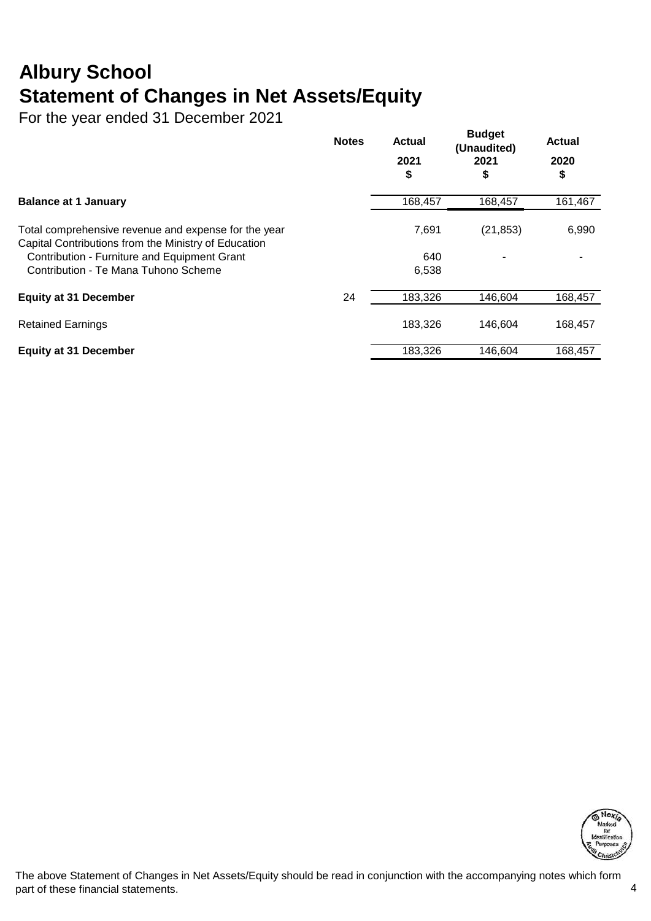# Albury School
# Statement of Changes in Net Assets/Equity

For the year ended 31 December 2021

| | Notes | Actual 2021 $ | Budget (Unaudited) 2021 $ | Actual 2020 $ |
|---|---|---|---|---|
| **Balance at 1 January** | | 168,457 | 168,457 | 161,467 |
| Total comprehensive revenue and expense for the year | | 7,691 | (21,853) | 6,990 |
| Capital Contributions from the Ministry of Education | | | | |
| Contribution - Furniture and Equipment Grant | | 640 | - | - |
| Contribution - Te Mana Tuhono Scheme | | 6,538 | | |
| **Equity at 31 December** | 24 | 183,326 | 146,604 | 168,457 |
| Retained Earnings | | 183,326 | 146,604 | 168,457 |
| **Equity at 31 December** | | 183,326 | 146,604 | 168,457 |

The above Statement of Changes in Net Assets/Equity should be read in conjunction with the accompanying notes which form part of these financial statements.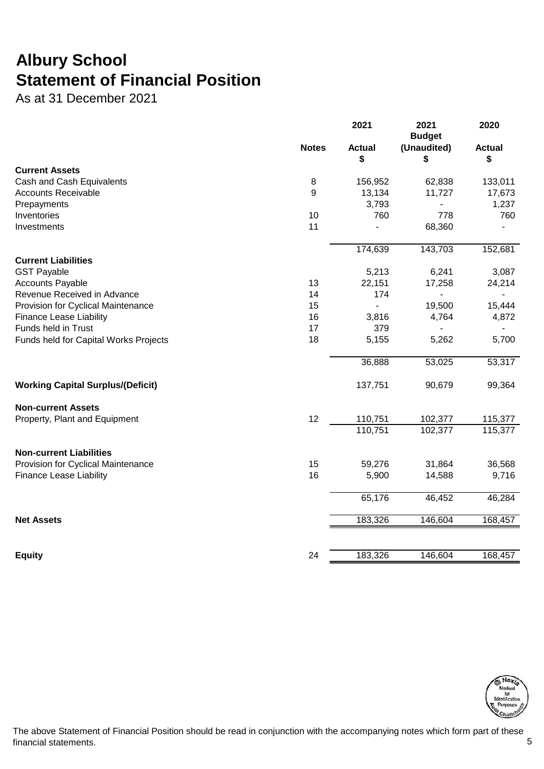# Albury School
# Statement of Financial Position

As at 31 December 2021

| | Notes | 2021 Actual $ | 2021 Budget (Unaudited) $ | 2020 Actual $ |
|---|---|---|---|---|
| **Current Assets** | | | | |
| Cash and Cash Equivalents | 8 | 156,952 | 62,838 | 133,011 |
| Accounts Receivable | 9 | 13,134 | 11,727 | 17,673 |
| Prepayments | | 3,793 | - | 1,237 |
| Inventories | 10 | 760 | 778 | 760 |
| Investments | 11 | - | 68,360 | - |
| | | 174,639 | 143,703 | 152,681 |
| **Current Liabilities** | | | | |
| GST Payable | | 5,213 | 6,241 | 3,087 |
| Accounts Payable | 13 | 22,151 | 17,258 | 24,214 |
| Revenue Received in Advance | 14 | 174 | - | - |
| Provision for Cyclical Maintenance | 15 | - | 19,500 | 15,444 |
| Finance Lease Liability | 16 | 3,816 | 4,764 | 4,872 |
| Funds held in Trust | 17 | 379 | - | - |
| Funds held for Capital Works Projects | 18 | 5,155 | 5,262 | 5,700 |
| | | 36,888 | 53,025 | 53,317 |
| **Working Capital Surplus/(Deficit)** | | 137,751 | 90,679 | 99,364 |
| **Non-current Assets** | | | | |
| Property, Plant and Equipment | 12 | 110,751 | 102,377 | 115,377 |
| | | 110,751 | 102,377 | 115,377 |
| **Non-current Liabilities** | | | | |
| Provision for Cyclical Maintenance | 15 | 59,276 | 31,864 | 36,568 |
| Finance Lease Liability | 16 | 5,900 | 14,588 | 9,716 |
| | | 65,176 | 46,452 | 46,284 |
| **Net Assets** | | 183,326 | 146,604 | 168,457 |
| **Equity** | 24 | 183,326 | 146,604 | 168,457 |

The above Statement of Financial Position should be read in conjunction with the accompanying notes which form part of these financial statements.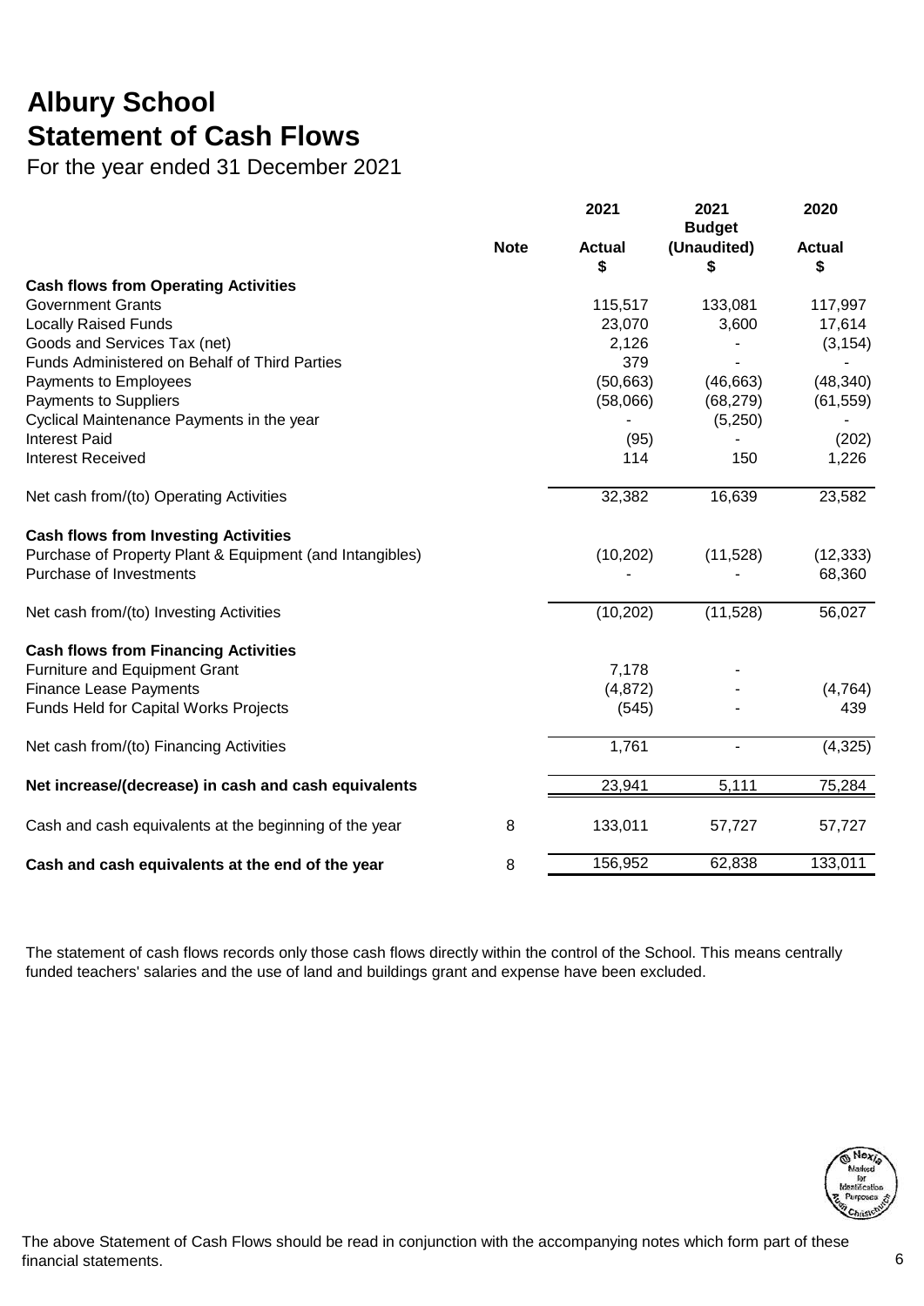# Albury School
# Statement of Cash Flows

For the year ended 31 December 2021

| | Note | 2021 Actual $ | 2021 Budget (Unaudited) $ | 2020 Actual $ |
|---|---|---|---|---|
| **Cash flows from Operating Activities** | | | | |
| Government Grants | | 115,517 | 133,081 | 117,997 |
| Locally Raised Funds | | 23,070 | 3,600 | 17,614 |
| Goods and Services Tax (net) | | 2,126 | - | (3,154) |
| Funds Administered on Behalf of Third Parties | | 379 | - | - |
| Payments to Employees | | (50,663) | (46,663) | (48,340) |
| Payments to Suppliers | | (58,066) | (68,279) | (61,559) |
| Cyclical Maintenance Payments in the year | | - | (5,250) | - |
| Interest Paid | | (95) | - | (202) |
| Interest Received | | 114 | 150 | 1,226 |
| Net cash from/(to) Operating Activities | | 32,382 | 16,639 | 23,582 |
| **Cash flows from Investing Activities** | | | | |
| Purchase of Property Plant & Equipment (and Intangibles) | | (10,202) | (11,528) | (12,333) |
| Purchase of Investments | | - | - | 68,360 |
| Net cash from/(to) Investing Activities | | (10,202) | (11,528) | 56,027 |
| **Cash flows from Financing Activities** | | | | |
| Furniture and Equipment Grant | | 7,178 | - | |
| Finance Lease Payments | | (4,872) | - | (4,764) |
| Funds Held for Capital Works Projects | | (545) | - | 439 |
| Net cash from/(to) Financing Activities | | 1,761 | - | (4,325) |
| **Net increase/(decrease) in cash and cash equivalents** | | 23,941 | 5,111 | 75,284 |
| Cash and cash equivalents at the beginning of the year | 8 | 133,011 | 57,727 | 57,727 |
| **Cash and cash equivalents at the end of the year** | 8 | 156,952 | 62,838 | 133,011 |

The statement of cash flows records only those cash flows directly within the control of the School. This means centrally funded teachers' salaries and the use of land and buildings grant and expense have been excluded.

The above Statement of Cash Flows should be read in conjunction with the accompanying notes which form part of these financial statements.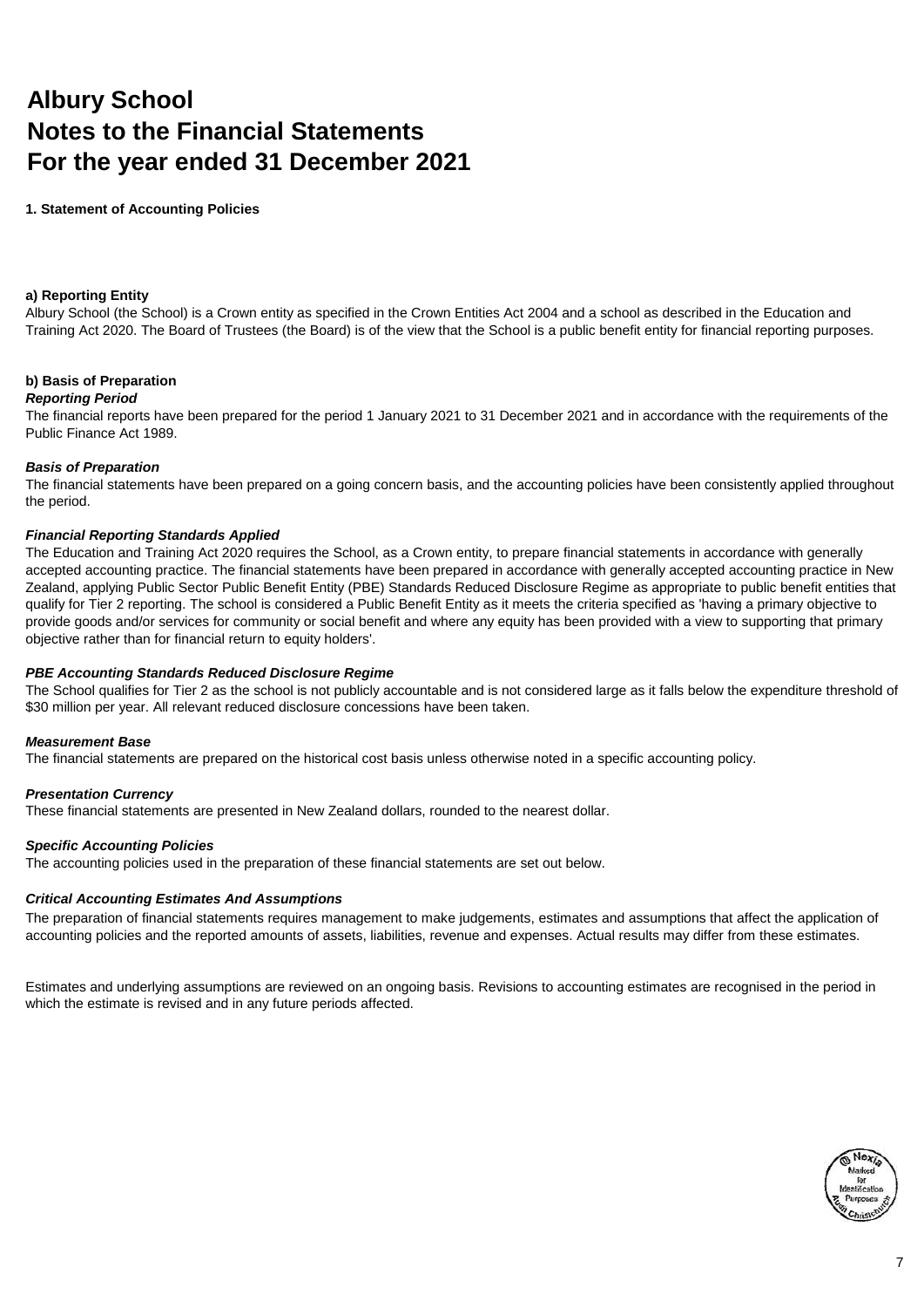# Albury School
# Notes to the Financial Statements
# For the year ended 31 December 2021

**1. Statement of Accounting Policies**

**a) Reporting Entity**

Albury School (the School) is a Crown entity as specified in the Crown Entities Act 2004 and a school as described in the Education and Training Act 2020. The Board of Trustees (the Board) is of the view that the School is a public benefit entity for financial reporting purposes.

**b) Basis of Preparation**

***Reporting Period***

The financial reports have been prepared for the period 1 January 2021 to 31 December 2021 and in accordance with the requirements of the Public Finance Act 1989.

***Basis of Preparation***

The financial statements have been prepared on a going concern basis, and the accounting policies have been consistently applied throughout the period.

***Financial Reporting Standards Applied***

The Education and Training Act 2020 requires the School, as a Crown entity, to prepare financial statements in accordance with generally accepted accounting practice. The financial statements have been prepared in accordance with generally accepted accounting practice in New Zealand, applying Public Sector Public Benefit Entity (PBE) Standards Reduced Disclosure Regime as appropriate to public benefit entities that qualify for Tier 2 reporting. The school is considered a Public Benefit Entity as it meets the criteria specified as 'having a primary objective to provide goods and/or services for community or social benefit and where any equity has been provided with a view to supporting that primary objective rather than for financial return to equity holders'.

***PBE Accounting Standards Reduced Disclosure Regime***

The School qualifies for Tier 2 as the school is not publicly accountable and is not considered large as it falls below the expenditure threshold of $30 million per year. All relevant reduced disclosure concessions have been taken.

***Measurement Base***

The financial statements are prepared on the historical cost basis unless otherwise noted in a specific accounting policy.

***Presentation Currency***

These financial statements are presented in New Zealand dollars, rounded to the nearest dollar.

***Specific Accounting Policies***

The accounting policies used in the preparation of these financial statements are set out below.

***Critical Accounting Estimates And Assumptions***

The preparation of financial statements requires management to make judgements, estimates and assumptions that affect the application of accounting policies and the reported amounts of assets, liabilities, revenue and expenses. Actual results may differ from these estimates.

Estimates and underlying assumptions are reviewed on an ongoing basis. Revisions to accounting estimates are recognised in the period in which the estimate is revised and in any future periods affected.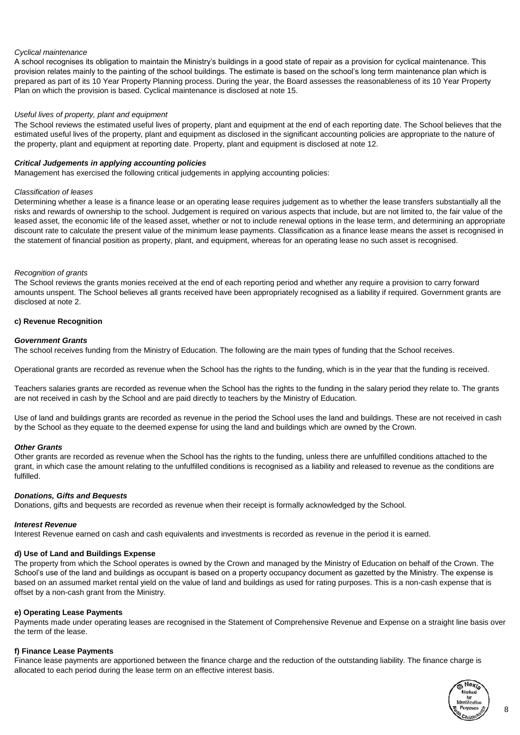*Cyclical maintenance*

A school recognises its obligation to maintain the Ministry's buildings in a good state of repair as a provision for cyclical maintenance. This provision relates mainly to the painting of the school buildings. The estimate is based on the school's long term maintenance plan which is prepared as part of its 10 Year Property Planning process. During the year, the Board assesses the reasonableness of its 10 Year Property Plan on which the provision is based. Cyclical maintenance is disclosed at note 15.

*Useful lives of property, plant and equipment*

The School reviews the estimated useful lives of property, plant and equipment at the end of each reporting date. The School believes that the estimated useful lives of the property, plant and equipment as disclosed in the significant accounting policies are appropriate to the nature of the property, plant and equipment at reporting date. Property, plant and equipment is disclosed at note 12.

***Critical Judgements in applying accounting policies***

Management has exercised the following critical judgements in applying accounting policies:

*Classification of leases*

Determining whether a lease is a finance lease or an operating lease requires judgement as to whether the lease transfers substantially all the risks and rewards of ownership to the school. Judgement is required on various aspects that include, but are not limited to, the fair value of the leased asset, the economic life of the leased asset, whether or not to include renewal options in the lease term, and determining an appropriate discount rate to calculate the present value of the minimum lease payments. Classification as a finance lease means the asset is recognised in the statement of financial position as property, plant, and equipment, whereas for an operating lease no such asset is recognised.

*Recognition of grants*

The School reviews the grants monies received at the end of each reporting period and whether any require a provision to carry forward amounts unspent. The School believes all grants received have been appropriately recognised as a liability if required. Government grants are disclosed at note 2.

**c) Revenue Recognition**

***Government Grants***

The school receives funding from the Ministry of Education. The following are the main types of funding that the School receives.

Operational grants are recorded as revenue when the School has the rights to the funding, which is in the year that the funding is received.

Teachers salaries grants are recorded as revenue when the School has the rights to the funding in the salary period they relate to. The grants are not received in cash by the School and are paid directly to teachers by the Ministry of Education.

Use of land and buildings grants are recorded as revenue in the period the School uses the land and buildings. These are not received in cash by the School as they equate to the deemed expense for using the land and buildings which are owned by the Crown.

***Other Grants***

Other grants are recorded as revenue when the School has the rights to the funding, unless there are unfulfilled conditions attached to the grant, in which case the amount relating to the unfulfilled conditions is recognised as a liability and released to revenue as the conditions are fulfilled.

***Donations, Gifts and Bequests***

Donations, gifts and bequests are recorded as revenue when their receipt is formally acknowledged by the School.

***Interest Revenue***

Interest Revenue earned on cash and cash equivalents and investments is recorded as revenue in the period it is earned.

**d) Use of Land and Buildings Expense**

The property from which the School operates is owned by the Crown and managed by the Ministry of Education on behalf of the Crown. The School's use of the land and buildings as occupant is based on a property occupancy document as gazetted by the Ministry. The expense is based on an assumed market rental yield on the value of land and buildings as used for rating purposes. This is a non-cash expense that is offset by a non-cash grant from the Ministry.

**e) Operating Lease Payments**

Payments made under operating leases are recognised in the Statement of Comprehensive Revenue and Expense on a straight line basis over the term of the lease.

**f) Finance Lease Payments**

Finance lease payments are apportioned between the finance charge and the reduction of the outstanding liability. The finance charge is allocated to each period during the lease term on an effective interest basis.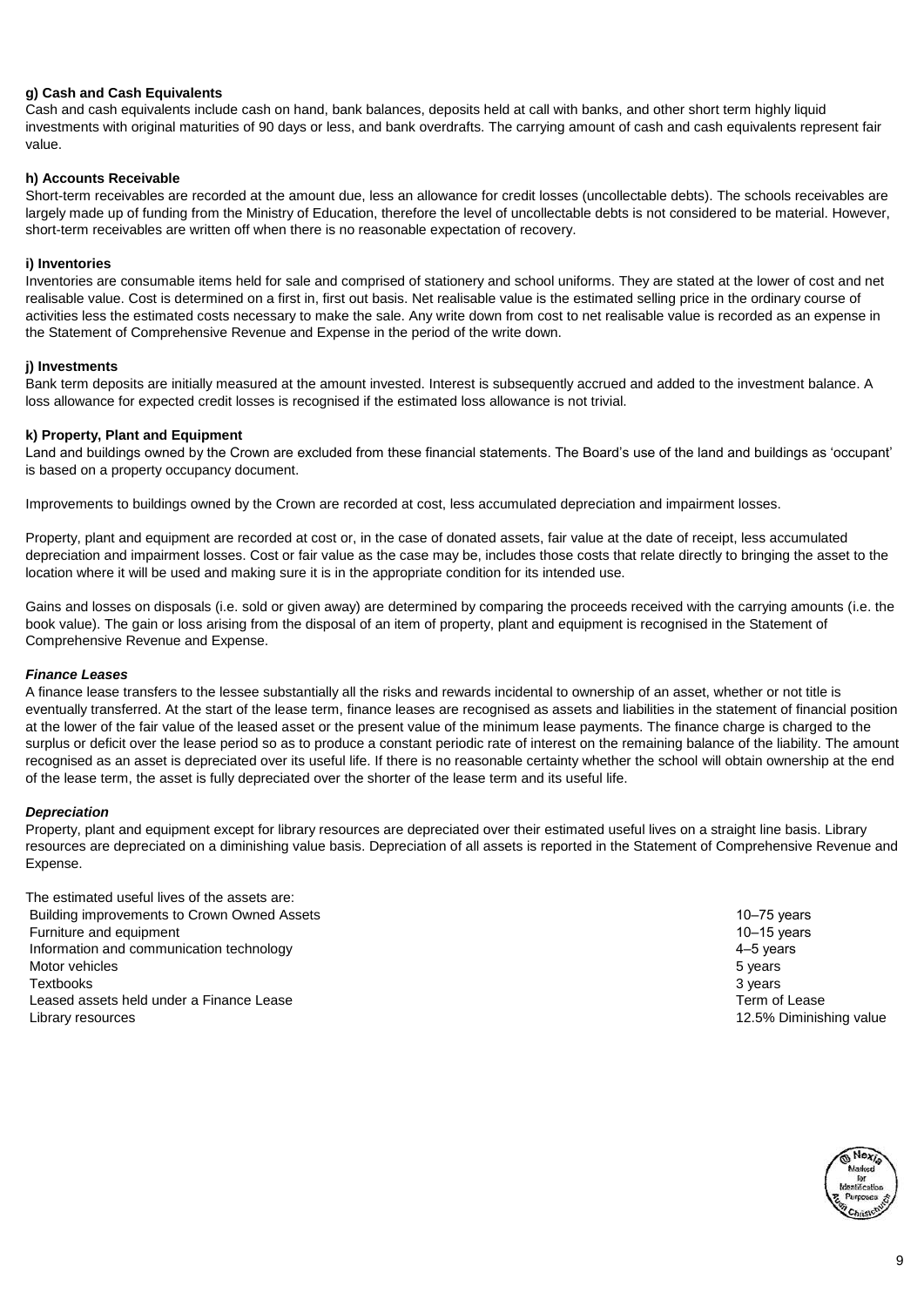**g) Cash and Cash Equivalents**

Cash and cash equivalents include cash on hand, bank balances, deposits held at call with banks, and other short term highly liquid investments with original maturities of 90 days or less, and bank overdrafts. The carrying amount of cash and cash equivalents represent fair value.

**h) Accounts Receivable**

Short-term receivables are recorded at the amount due, less an allowance for credit losses (uncollectable debts). The schools receivables are largely made up of funding from the Ministry of Education, therefore the level of uncollectable debts is not considered to be material. However, short-term receivables are written off when there is no reasonable expectation of recovery.

**i) Inventories**

Inventories are consumable items held for sale and comprised of stationery and school uniforms. They are stated at the lower of cost and net realisable value. Cost is determined on a first in, first out basis. Net realisable value is the estimated selling price in the ordinary course of activities less the estimated costs necessary to make the sale. Any write down from cost to net realisable value is recorded as an expense in the Statement of Comprehensive Revenue and Expense in the period of the write down.

**j) Investments**

Bank term deposits are initially measured at the amount invested. Interest is subsequently accrued and added to the investment balance. A loss allowance for expected credit losses is recognised if the estimated loss allowance is not trivial.

**k) Property, Plant and Equipment**

Land and buildings owned by the Crown are excluded from these financial statements. The Board's use of the land and buildings as 'occupant' is based on a property occupancy document.

Improvements to buildings owned by the Crown are recorded at cost, less accumulated depreciation and impairment losses.

Property, plant and equipment are recorded at cost or, in the case of donated assets, fair value at the date of receipt, less accumulated depreciation and impairment losses. Cost or fair value as the case may be, includes those costs that relate directly to bringing the asset to the location where it will be used and making sure it is in the appropriate condition for its intended use.

Gains and losses on disposals (i.e. sold or given away) are determined by comparing the proceeds received with the carrying amounts (i.e. the book value). The gain or loss arising from the disposal of an item of property, plant and equipment is recognised in the Statement of Comprehensive Revenue and Expense.

***Finance Leases***

A finance lease transfers to the lessee substantially all the risks and rewards incidental to ownership of an asset, whether or not title is eventually transferred. At the start of the lease term, finance leases are recognised as assets and liabilities in the statement of financial position at the lower of the fair value of the leased asset or the present value of the minimum lease payments. The finance charge is charged to the surplus or deficit over the lease period so as to produce a constant periodic rate of interest on the remaining balance of the liability. The amount recognised as an asset is depreciated over its useful life. If there is no reasonable certainty whether the school will obtain ownership at the end of the lease term, the asset is fully depreciated over the shorter of the lease term and its useful life.

***Depreciation***

Property, plant and equipment except for library resources are depreciated over their estimated useful lives on a straight line basis. Library resources are depreciated on a diminishing value basis. Depreciation of all assets is reported in the Statement of Comprehensive Revenue and Expense.

The estimated useful lives of the assets are:

| | |
|---|---|
| Building improvements to Crown Owned Assets | 10–75 years |
| Furniture and equipment | 10–15 years |
| Information and communication technology | 4–5 years |
| Motor vehicles | 5 years |
| Textbooks | 3 years |
| Leased assets held under a Finance Lease | Term of Lease |
| Library resources | 12.5% Diminishing value |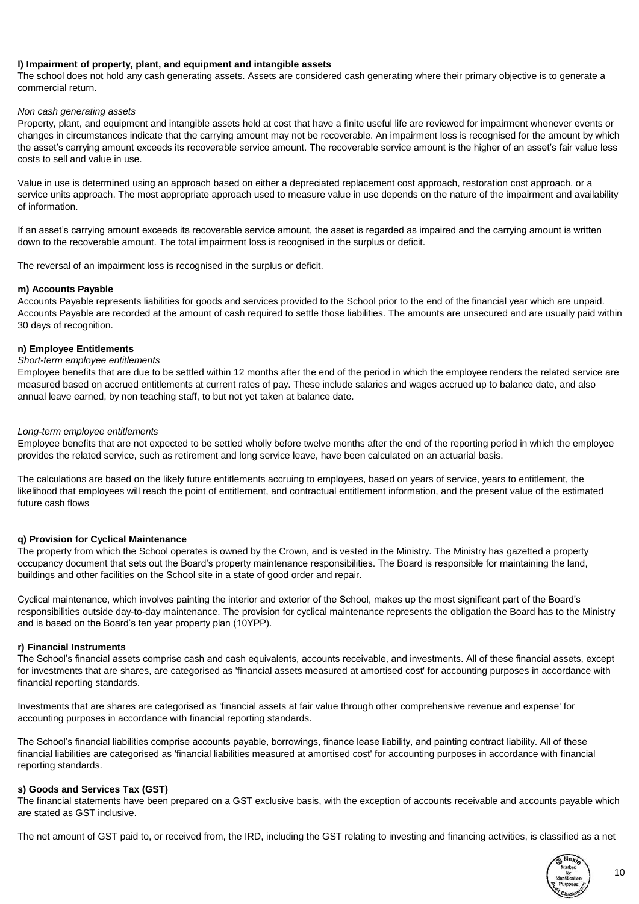**l) Impairment of property, plant, and equipment and intangible assets**
The school does not hold any cash generating assets. Assets are considered cash generating where their primary objective is to generate a commercial return.

*Non cash generating assets*
Property, plant, and equipment and intangible assets held at cost that have a finite useful life are reviewed for impairment whenever events or changes in circumstances indicate that the carrying amount may not be recoverable. An impairment loss is recognised for the amount by which the asset's carrying amount exceeds its recoverable service amount. The recoverable service amount is the higher of an asset's fair value less costs to sell and value in use.

Value in use is determined using an approach based on either a depreciated replacement cost approach, restoration cost approach, or a service units approach. The most appropriate approach used to measure value in use depends on the nature of the impairment and availability of information.

If an asset's carrying amount exceeds its recoverable service amount, the asset is regarded as impaired and the carrying amount is written down to the recoverable amount. The total impairment loss is recognised in the surplus or deficit.

The reversal of an impairment loss is recognised in the surplus or deficit.

**m) Accounts Payable**
Accounts Payable represents liabilities for goods and services provided to the School prior to the end of the financial year which are unpaid. Accounts Payable are recorded at the amount of cash required to settle those liabilities. The amounts are unsecured and are usually paid within 30 days of recognition.

**n) Employee Entitlements**
*Short-term employee entitlements*
Employee benefits that are due to be settled within 12 months after the end of the period in which the employee renders the related service are measured based on accrued entitlements at current rates of pay. These include salaries and wages accrued up to balance date, and also annual leave earned, by non teaching staff, to but not yet taken at balance date.

*Long-term employee entitlements*
Employee benefits that are not expected to be settled wholly before twelve months after the end of the reporting period in which the employee provides the related service, such as retirement and long service leave, have been calculated on an actuarial basis.

The calculations are based on the likely future entitlements accruing to employees, based on years of service, years to entitlement, the likelihood that employees will reach the point of entitlement, and contractual entitlement information, and the present value of the estimated future cash flows

**q) Provision for Cyclical Maintenance**
The property from which the School operates is owned by the Crown, and is vested in the Ministry. The Ministry has gazetted a property occupancy document that sets out the Board's property maintenance responsibilities. The Board is responsible for maintaining the land, buildings and other facilities on the School site in a state of good order and repair.

Cyclical maintenance, which involves painting the interior and exterior of the School, makes up the most significant part of the Board's responsibilities outside day-to-day maintenance. The provision for cyclical maintenance represents the obligation the Board has to the Ministry and is based on the Board's ten year property plan (10YPP).

**r) Financial Instruments**
The School's financial assets comprise cash and cash equivalents, accounts receivable, and investments. All of these financial assets, except for investments that are shares, are categorised as 'financial assets measured at amortised cost' for accounting purposes in accordance with financial reporting standards.

Investments that are shares are categorised as 'financial assets at fair value through other comprehensive revenue and expense' for accounting purposes in accordance with financial reporting standards.

The School's financial liabilities comprise accounts payable, borrowings, finance lease liability, and painting contract liability. All of these financial liabilities are categorised as 'financial liabilities measured at amortised cost' for accounting purposes in accordance with financial reporting standards.

**s) Goods and Services Tax (GST)**
The financial statements have been prepared on a GST exclusive basis, with the exception of accounts receivable and accounts payable which are stated as GST inclusive.

The net amount of GST paid to, or received from, the IRD, including the GST relating to investing and financing activities, is classified as a net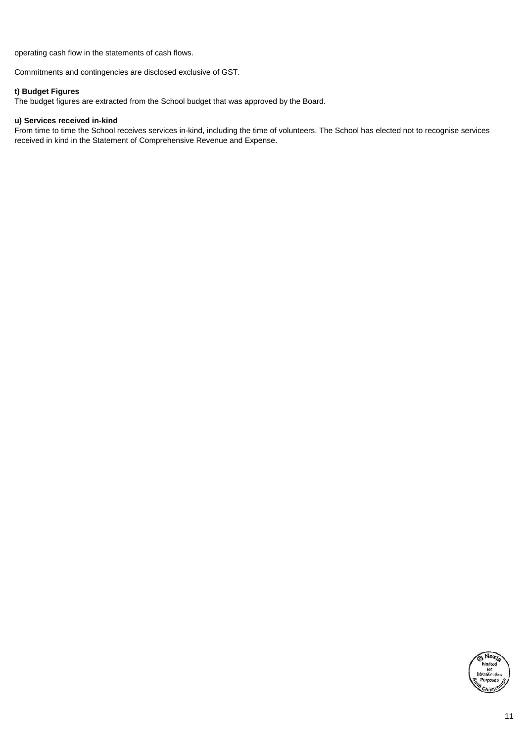operating cash flow in the statements of cash flows.

Commitments and contingencies are disclosed exclusive of GST.

**t) Budget Figures**
The budget figures are extracted from the School budget that was approved by the Board.

**u) Services received in-kind**
From time to time the School receives services in-kind, including the time of volunteers. The School has elected not to recognise services received in kind in the Statement of Comprehensive Revenue and Expense.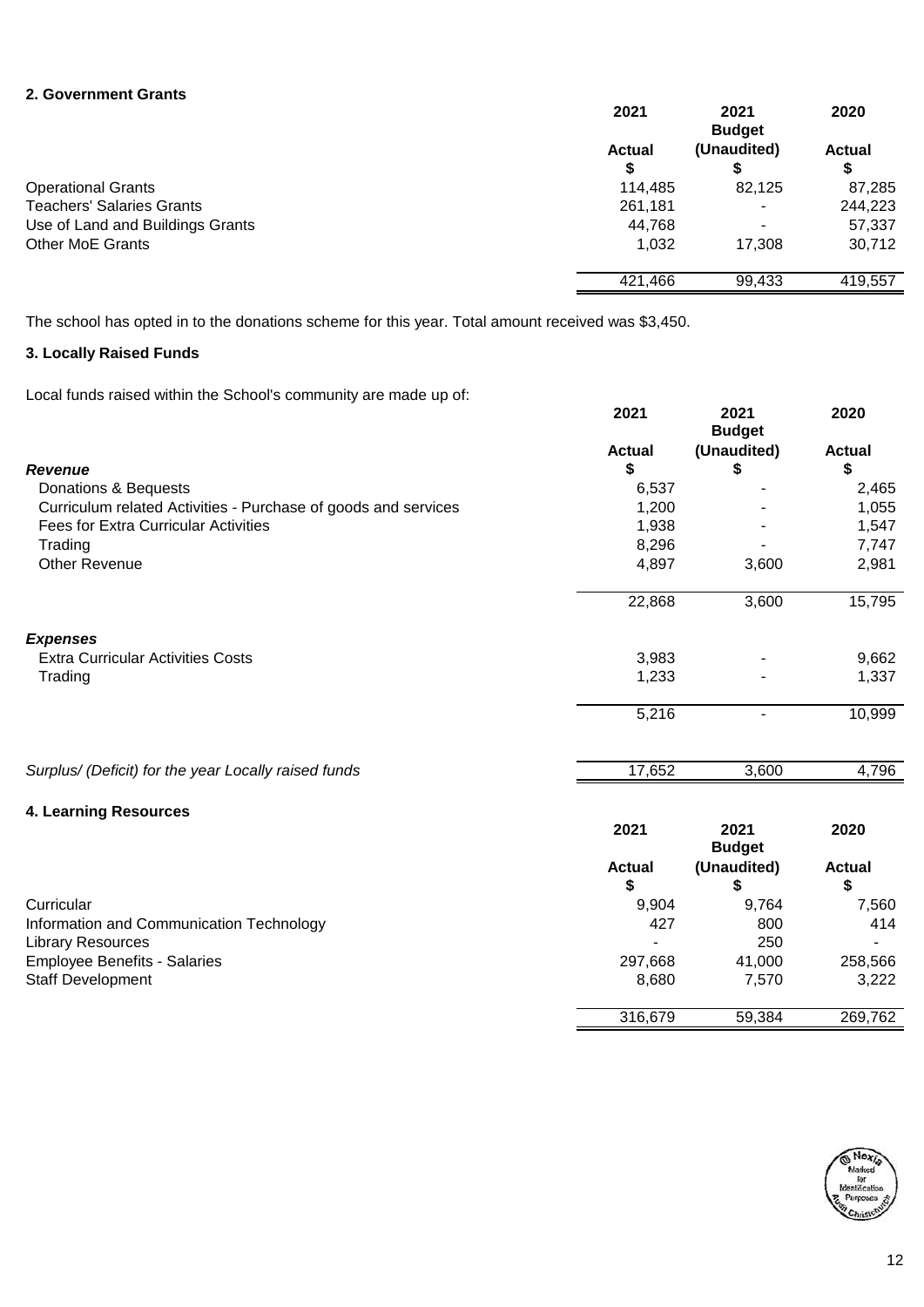### 2. Government Grants

| | 2021 Actual $ | 2021 Budget (Unaudited) $ | 2020 Actual $ |
|---|---|---|---|
| Operational Grants | 114,485 | 82,125 | 87,285 |
| Teachers' Salaries Grants | 261,181 | - | 244,223 |
| Use of Land and Buildings Grants | 44,768 | - | 57,337 |
| Other MoE Grants | 1,032 | 17,308 | 30,712 |
| | 421,466 | 99,433 | 419,557 |

The school has opted in to the donations scheme for this year. Total amount received was $3,450.

### 3. Locally Raised Funds

Local funds raised within the School's community are made up of:

| | 2021 Actual $ | 2021 Budget (Unaudited) $ | 2020 Actual $ |
|---|---|---|---|
| ***Revenue*** | | | |
| Donations & Bequests | 6,537 | - | 2,465 |
| Curriculum related Activities - Purchase of goods and services | 1,200 | - | 1,055 |
| Fees for Extra Curricular Activities | 1,938 | - | 1,547 |
| Trading | 8,296 | - | 7,747 |
| Other Revenue | 4,897 | 3,600 | 2,981 |
| | 22,868 | 3,600 | 15,795 |
| ***Expenses*** | | | |
| Extra Curricular Activities Costs | 3,983 | - | 9,662 |
| Trading | 1,233 | - | 1,337 |
| | 5,216 | - | 10,999 |
| *Surplus/ (Deficit) for the year Locally raised funds* | 17,652 | 3,600 | 4,796 |

### 4. Learning Resources

| | 2021 Actual $ | 2021 Budget (Unaudited) $ | 2020 Actual $ |
|---|---|---|---|
| Curricular | 9,904 | 9,764 | 7,560 |
| Information and Communication Technology | 427 | 800 | 414 |
| Library Resources | - | 250 | - |
| Employee Benefits - Salaries | 297,668 | 41,000 | 258,566 |
| Staff Development | 8,680 | 7,570 | 3,222 |
| | 316,679 | 59,384 | 269,762 |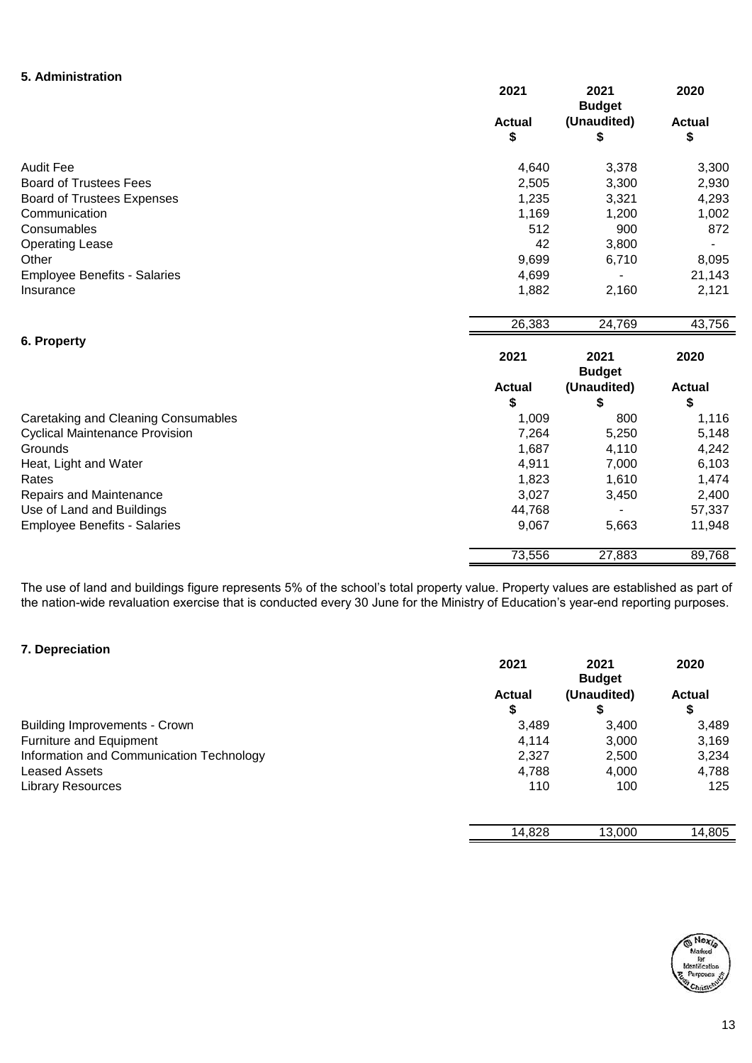## 5. Administration

| | 2021 Actual $ | 2021 Budget (Unaudited) $ | 2020 Actual $ |
|---|---|---|---|
| Audit Fee | 4,640 | 3,378 | 3,300 |
| Board of Trustees Fees | 2,505 | 3,300 | 2,930 |
| Board of Trustees Expenses | 1,235 | 3,321 | 4,293 |
| Communication | 1,169 | 1,200 | 1,002 |
| Consumables | 512 | 900 | 872 |
| Operating Lease | 42 | 3,800 | - |
| Other | 9,699 | 6,710 | 8,095 |
| Employee Benefits - Salaries | 4,699 | - | 21,143 |
| Insurance | 1,882 | 2,160 | 2,121 |
| | 26,383 | 24,769 | 43,756 |

## 6. Property

| | 2021 Actual $ | 2021 Budget (Unaudited) $ | 2020 Actual $ |
|---|---|---|---|
| Caretaking and Cleaning Consumables | 1,009 | 800 | 1,116 |
| Cyclical Maintenance Provision | 7,264 | 5,250 | 5,148 |
| Grounds | 1,687 | 4,110 | 4,242 |
| Heat, Light and Water | 4,911 | 7,000 | 6,103 |
| Rates | 1,823 | 1,610 | 1,474 |
| Repairs and Maintenance | 3,027 | 3,450 | 2,400 |
| Use of Land and Buildings | 44,768 | - | 57,337 |
| Employee Benefits - Salaries | 9,067 | 5,663 | 11,948 |
| | 73,556 | 27,883 | 89,768 |

The use of land and buildings figure represents 5% of the school's total property value. Property values are established as part of the nation-wide revaluation exercise that is conducted every 30 June for the Ministry of Education's year-end reporting purposes.

## 7. Depreciation

| | 2021 Actual $ | 2021 Budget (Unaudited) $ | 2020 Actual $ |
|---|---|---|---|
| Building Improvements - Crown | 3,489 | 3,400 | 3,489 |
| Furniture and Equipment | 4,114 | 3,000 | 3,169 |
| Information and Communication Technology | 2,327 | 2,500 | 3,234 |
| Leased Assets | 4,788 | 4,000 | 4,788 |
| Library Resources | 110 | 100 | 125 |
| | 14,828 | 13,000 | 14,805 |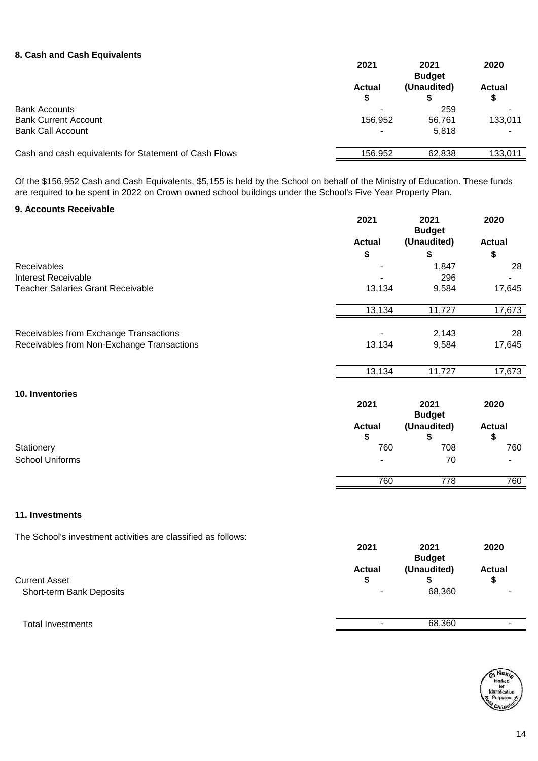## 8. Cash and Cash Equivalents

| | 2021 Actual $ | 2021 Budget (Unaudited) $ | 2020 Actual $ |
|---|---|---|---|
| Bank Accounts | - | 259 | - |
| Bank Current Account | 156,952 | 56,761 | 133,011 |
| Bank Call Account | - | 5,818 | - |
| Cash and cash equivalents for Statement of Cash Flows | 156,952 | 62,838 | 133,011 |

Of the $156,952 Cash and Cash Equivalents, $5,155 is held by the School on behalf of the Ministry of Education. These funds are required to be spent in 2022 on Crown owned school buildings under the School's Five Year Property Plan.

## 9. Accounts Receivable

| | 2021 Actual $ | 2021 Budget (Unaudited) $ | 2020 Actual $ |
|---|---|---|---|
| Receivables | - | 1,847 | 28 |
| Interest Receivable | - | 296 | - |
| Teacher Salaries Grant Receivable | 13,134 | 9,584 | 17,645 |
| | 13,134 | 11,727 | 17,673 |
| Receivables from Exchange Transactions | - | 2,143 | 28 |
| Receivables from Non-Exchange Transactions | 13,134 | 9,584 | 17,645 |
| | 13,134 | 11,727 | 17,673 |

## 10. Inventories

| | 2021 Actual $ | 2021 Budget (Unaudited) $ | 2020 Actual $ |
|---|---|---|---|
| Stationery | 760 | 708 | 760 |
| School Uniforms | - | 70 | - |
| | 760 | 778 | 760 |

## 11. Investments

The School's investment activities are classified as follows:

| | 2021 Actual $ | 2021 Budget (Unaudited) $ | 2020 Actual $ |
|---|---|---|---|
| Current Asset | | | |
| Short-term Bank Deposits | - | 68,360 | - |
| Total Investments | - | 68,360 | - |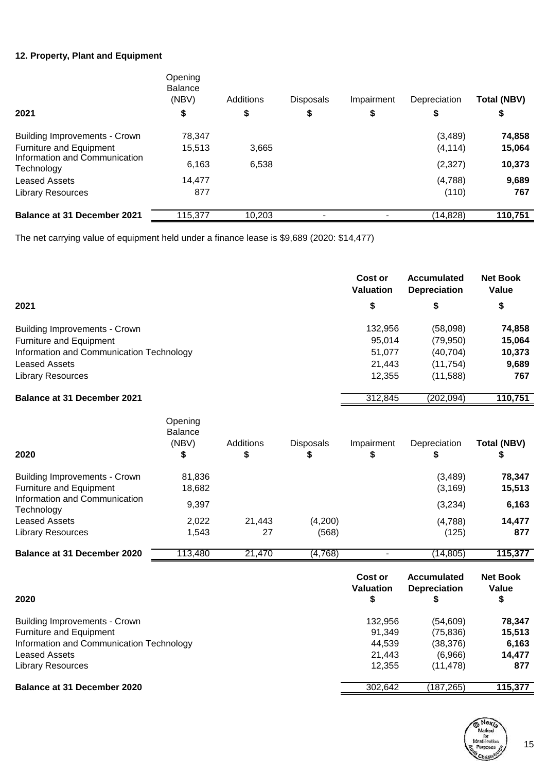## 12. Property, Plant and Equipment

| 2021 | Opening Balance (NBV) $ | Additions $ | Disposals $ | Impairment $ | Depreciation $ | **Total (NBV) $** |
|---|---|---|---|---|---|---|
| Building Improvements - Crown | 78,347 | | | | (3,489) | **74,858** |
| Furniture and Equipment | 15,513 | 3,665 | | | (4,114) | **15,064** |
| Information and Communication Technology | 6,163 | 6,538 | | | (2,327) | **10,373** |
| Leased Assets | 14,477 | | | | (4,788) | **9,689** |
| Library Resources | 877 | | | | (110) | **767** |
| **Balance at 31 December 2021** | 115,377 | 10,203 | - | - | (14,828) | **110,751** |

The net carrying value of equipment held under a finance lease is $9,689 (2020: $14,477)

| 2021 | **Cost or Valuation** $ | **Accumulated Depreciation** $ | **Net Book Value** $ |
|---|---|---|---|
| Building Improvements - Crown | 132,956 | (58,098) | **74,858** |
| Furniture and Equipment | 95,014 | (79,950) | **15,064** |
| Information and Communication Technology | 51,077 | (40,704) | **10,373** |
| Leased Assets | 21,443 | (11,754) | **9,689** |
| Library Resources | 12,355 | (11,588) | **767** |
| **Balance at 31 December 2021** | 312,845 | (202,094) | **110,751** |

| 2020 | Opening Balance (NBV) $ | Additions $ | Disposals $ | Impairment $ | Depreciation $ | **Total (NBV) $** |
|---|---|---|---|---|---|---|
| Building Improvements - Crown | 81,836 | | | | (3,489) | **78,347** |
| Furniture and Equipment | 18,682 | | | | (3,169) | **15,513** |
| Information and Communication Technology | 9,397 | | | | (3,234) | **6,163** |
| Leased Assets | 2,022 | 21,443 | (4,200) | | (4,788) | **14,477** |
| Library Resources | 1,543 | 27 | (568) | | (125) | **877** |
| **Balance at 31 December 2020** | 113,480 | 21,470 | (4,768) | - | (14,805) | **115,377** |

| 2020 | **Cost or Valuation** $ | **Accumulated Depreciation** $ | **Net Book Value** $ |
|---|---|---|---|
| Building Improvements - Crown | 132,956 | (54,609) | **78,347** |
| Furniture and Equipment | 91,349 | (75,836) | **15,513** |
| Information and Communication Technology | 44,539 | (38,376) | **6,163** |
| Leased Assets | 21,443 | (6,966) | **14,477** |
| Library Resources | 12,355 | (11,478) | **877** |
| **Balance at 31 December 2020** | 302,642 | (187,265) | **115,377** |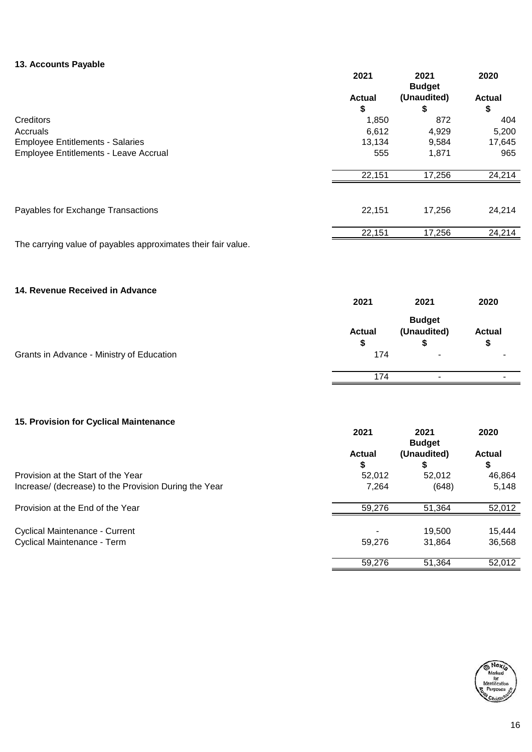### 13. Accounts Payable

| | 2021 Actual $ | 2021 Budget (Unaudited) $ | 2020 Actual $ |
|---|---|---|---|
| Creditors | 1,850 | 872 | 404 |
| Accruals | 6,612 | 4,929 | 5,200 |
| Employee Entitlements - Salaries | 13,134 | 9,584 | 17,645 |
| Employee Entitlements - Leave Accrual | 555 | 1,871 | 965 |
| | 22,151 | 17,256 | 24,214 |
| Payables for Exchange Transactions | 22,151 | 17,256 | 24,214 |
| | 22,151 | 17,256 | 24,214 |

The carrying value of payables approximates their fair value.

### 14. Revenue Received in Advance

| | 2021 Actual $ | 2021 Budget (Unaudited) $ | 2020 Actual $ |
|---|---|---|---|
| Grants in Advance - Ministry of Education | 174 | - | - |
| | 174 | - | - |

### 15. Provision for Cyclical Maintenance

| | 2021 Actual $ | 2021 Budget (Unaudited) $ | 2020 Actual $ |
|---|---|---|---|
| Provision at the Start of the Year | 52,012 | 52,012 | 46,864 |
| Increase/ (decrease) to the Provision During the Year | 7,264 | (648) | 5,148 |
| Provision at the End of the Year | 59,276 | 51,364 | 52,012 |
| Cyclical Maintenance - Current | - | 19,500 | 15,444 |
| Cyclical Maintenance - Term | 59,276 | 31,864 | 36,568 |
| | 59,276 | 51,364 | 52,012 |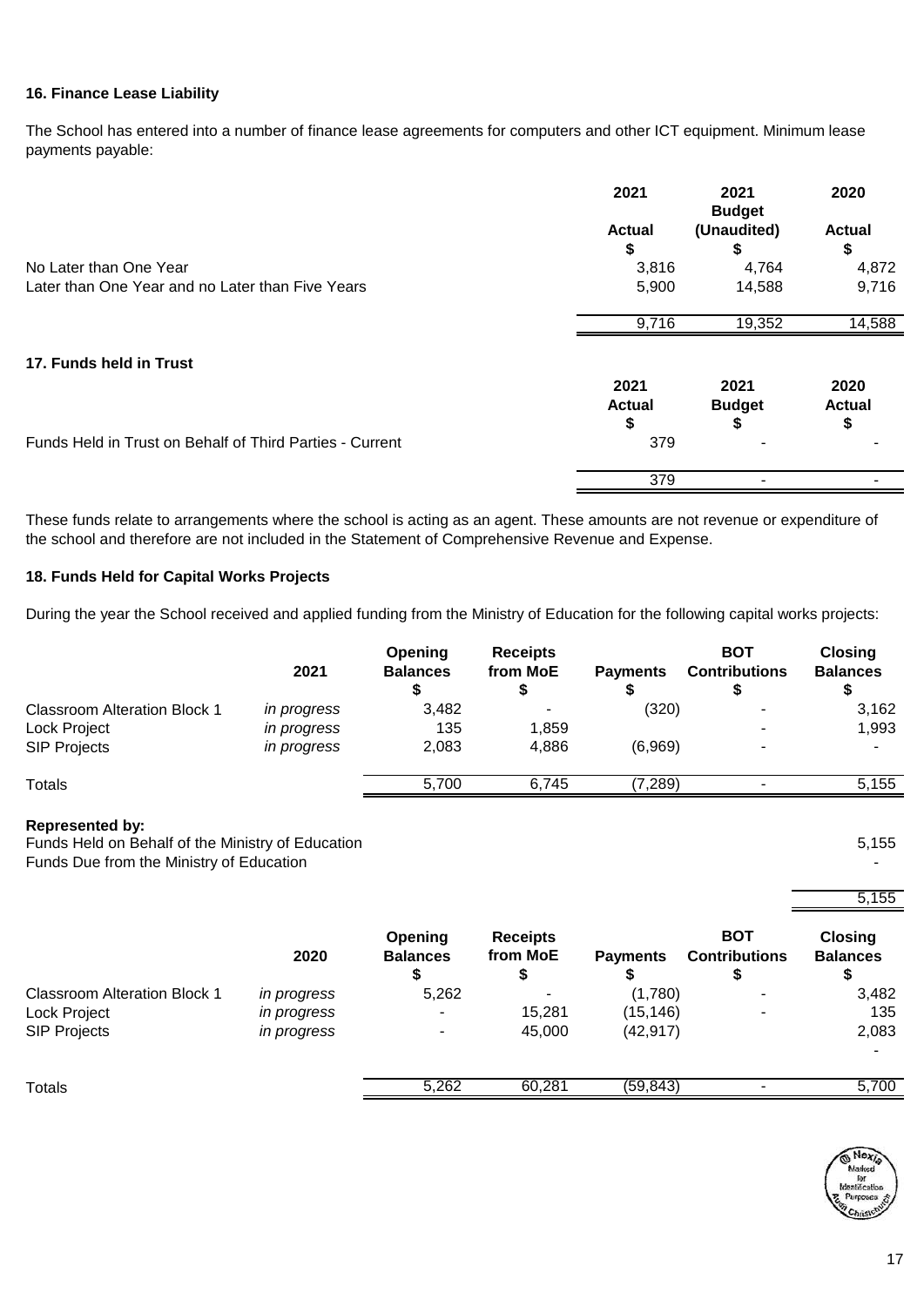### 16. Finance Lease Liability

The School has entered into a number of finance lease agreements for computers and other ICT equipment. Minimum lease payments payable:

| | 2021 Actual $ | 2021 Budget (Unaudited) $ | 2020 Actual $ |
|---|---|---|---|
| No Later than One Year | 3,816 | 4,764 | 4,872 |
| Later than One Year and no Later than Five Years | 5,900 | 14,588 | 9,716 |
| | 9,716 | 19,352 | 14,588 |

### 17. Funds held in Trust

| | 2021 Actual $ | 2021 Budget $ | 2020 Actual $ |
|---|---|---|---|
| Funds Held in Trust on Behalf of Third Parties - Current | 379 | - | - |
| | 379 | - | - |

These funds relate to arrangements where the school is acting as an agent. These amounts are not revenue or expenditure of the school and therefore are not included in the Statement of Comprehensive Revenue and Expense.

### 18. Funds Held for Capital Works Projects

During the year the School received and applied funding from the Ministry of Education for the following capital works projects:

| | 2021 | Opening Balances $ | Receipts from MoE $ | Payments $ | BOT Contributions $ | Closing Balances $ |
|---|---|---|---|---|---|---|
| Classroom Alteration Block 1 | *in progress* | 3,482 | - | (320) | - | 3,162 |
| Lock Project | *in progress* | 135 | 1,859 | | - | 1,993 |
| SIP Projects | *in progress* | 2,083 | 4,886 | (6,969) | - | - |
| Totals | | 5,700 | 6,745 | (7,289) | - | 5,155 |

**Represented by:**

| | |
|---|---|
| Funds Held on Behalf of the Ministry of Education | 5,155 |
| Funds Due from the Ministry of Education | - |
| | 5,155 |

| | 2020 | Opening Balances $ | Receipts from MoE $ | Payments $ | BOT Contributions $ | Closing Balances $ |
|---|---|---|---|---|---|---|
| Classroom Alteration Block 1 | *in progress* | 5,262 | - | (1,780) | - | 3,482 |
| Lock Project | *in progress* | - | 15,281 | (15,146) | - | 135 |
| SIP Projects | *in progress* | - | 45,000 | (42,917) | | 2,083 |
| | | | | | | - |
| Totals | | 5,262 | 60,281 | (59,843) | - | 5,700 |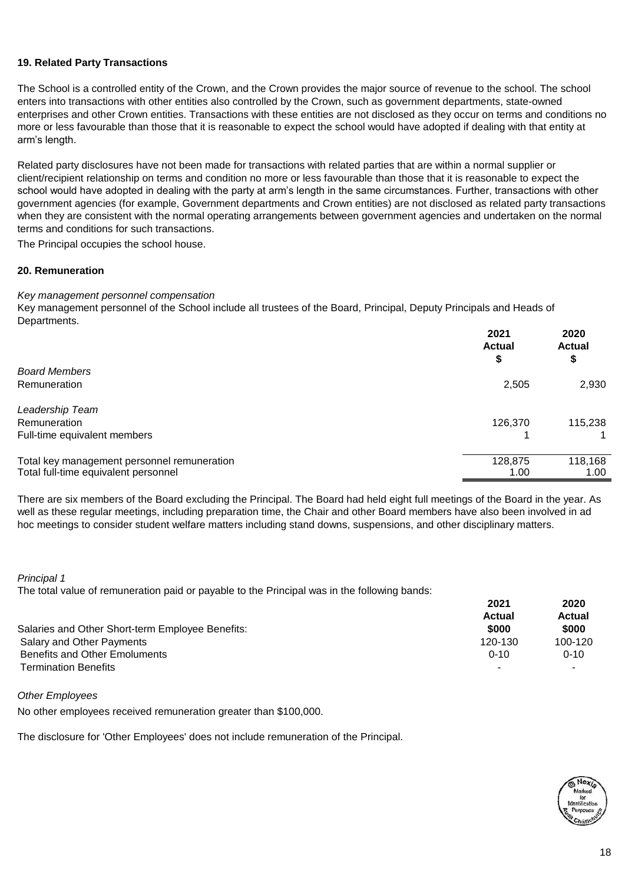## 19. Related Party Transactions

The School is a controlled entity of the Crown, and the Crown provides the major source of revenue to the school. The school enters into transactions with other entities also controlled by the Crown, such as government departments, state-owned enterprises and other Crown entities. Transactions with these entities are not disclosed as they occur on terms and conditions no more or less favourable than those that it is reasonable to expect the school would have adopted if dealing with that entity at arm's length.

Related party disclosures have not been made for transactions with related parties that are within a normal supplier or client/recipient relationship on terms and condition no more or less favourable than those that it is reasonable to expect the school would have adopted in dealing with the party at arm's length in the same circumstances. Further, transactions with other government agencies (for example, Government departments and Crown entities) are not disclosed as related party transactions when they are consistent with the normal operating arrangements between government agencies and undertaken on the normal terms and conditions for such transactions.

The Principal occupies the school house.

## 20. Remuneration

*Key management personnel compensation*

Key management personnel of the School include all trustees of the Board, Principal, Deputy Principals and Heads of Departments.

| | 2021 Actual $ | 2020 Actual $ |
|---|---|---|
| *Board Members* | | |
| Remuneration | 2,505 | 2,930 |
| *Leadership Team* | | |
| Remuneration | 126,370 | 115,238 |
| Full-time equivalent members | 1 | 1 |
| Total key management personnel remuneration | 128,875 | 118,168 |
| Total full-time equivalent personnel | 1.00 | 1.00 |

There are six members of the Board excluding the Principal. The Board had held eight full meetings of the Board in the year. As well as these regular meetings, including preparation time, the Chair and other Board members have also been involved in ad hoc meetings to consider student welfare matters including stand downs, suspensions, and other disciplinary matters.

*Principal 1*

The total value of remuneration paid or payable to the Principal was in the following bands:

| | 2021 Actual $000 | 2020 Actual $000 |
|---|---|---|
| Salaries and Other Short-term Employee Benefits: | | |
| Salary and Other Payments | 120-130 | 100-120 |
| Benefits and Other Emoluments | 0-10 | 0-10 |
| Termination Benefits | - | - |

*Other Employees*

No other employees received remuneration greater than $100,000.

The disclosure for 'Other Employees' does not include remuneration of the Principal.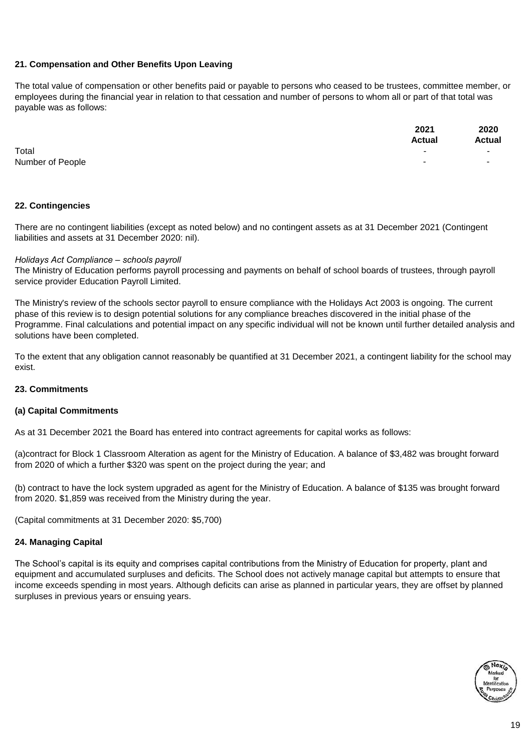**21. Compensation and Other Benefits Upon Leaving**

The total value of compensation or other benefits paid or payable to persons who ceased to be trustees, committee member, or employees during the financial year in relation to that cessation and number of persons to whom all or part of that total was payable was as follows:

| | 2021 Actual | 2020 Actual |
|---|---|---|
| Total | - | - |
| Number of People | - | - |

**22. Contingencies**

There are no contingent liabilities (except as noted below) and no contingent assets as at 31 December 2021 (Contingent liabilities and assets at 31 December 2020: nil).

*Holidays Act Compliance – schools payroll*

The Ministry of Education performs payroll processing and payments on behalf of school boards of trustees, through payroll service provider Education Payroll Limited.

The Ministry's review of the schools sector payroll to ensure compliance with the Holidays Act 2003 is ongoing. The current phase of this review is to design potential solutions for any compliance breaches discovered in the initial phase of the Programme. Final calculations and potential impact on any specific individual will not be known until further detailed analysis and solutions have been completed.

To the extent that any obligation cannot reasonably be quantified at 31 December 2021, a contingent liability for the school may exist.

**23. Commitments**

**(a) Capital Commitments**

As at 31 December 2021 the Board has entered into contract agreements for capital works as follows:

(a)contract for Block 1 Classroom Alteration as agent for the Ministry of Education. A balance of $3,482 was brought forward from 2020 of which a further $320 was spent on the project during the year; and

(b) contract to have the lock system upgraded as agent for the Ministry of Education. A balance of $135 was brought forward from 2020. $1,859 was received from the Ministry during the year.

(Capital commitments at 31 December 2020: $5,700)

**24. Managing Capital**

The School's capital is its equity and comprises capital contributions from the Ministry of Education for property, plant and equipment and accumulated surpluses and deficits. The School does not actively manage capital but attempts to ensure that income exceeds spending in most years. Although deficits can arise as planned in particular years, they are offset by planned surpluses in previous years or ensuing years.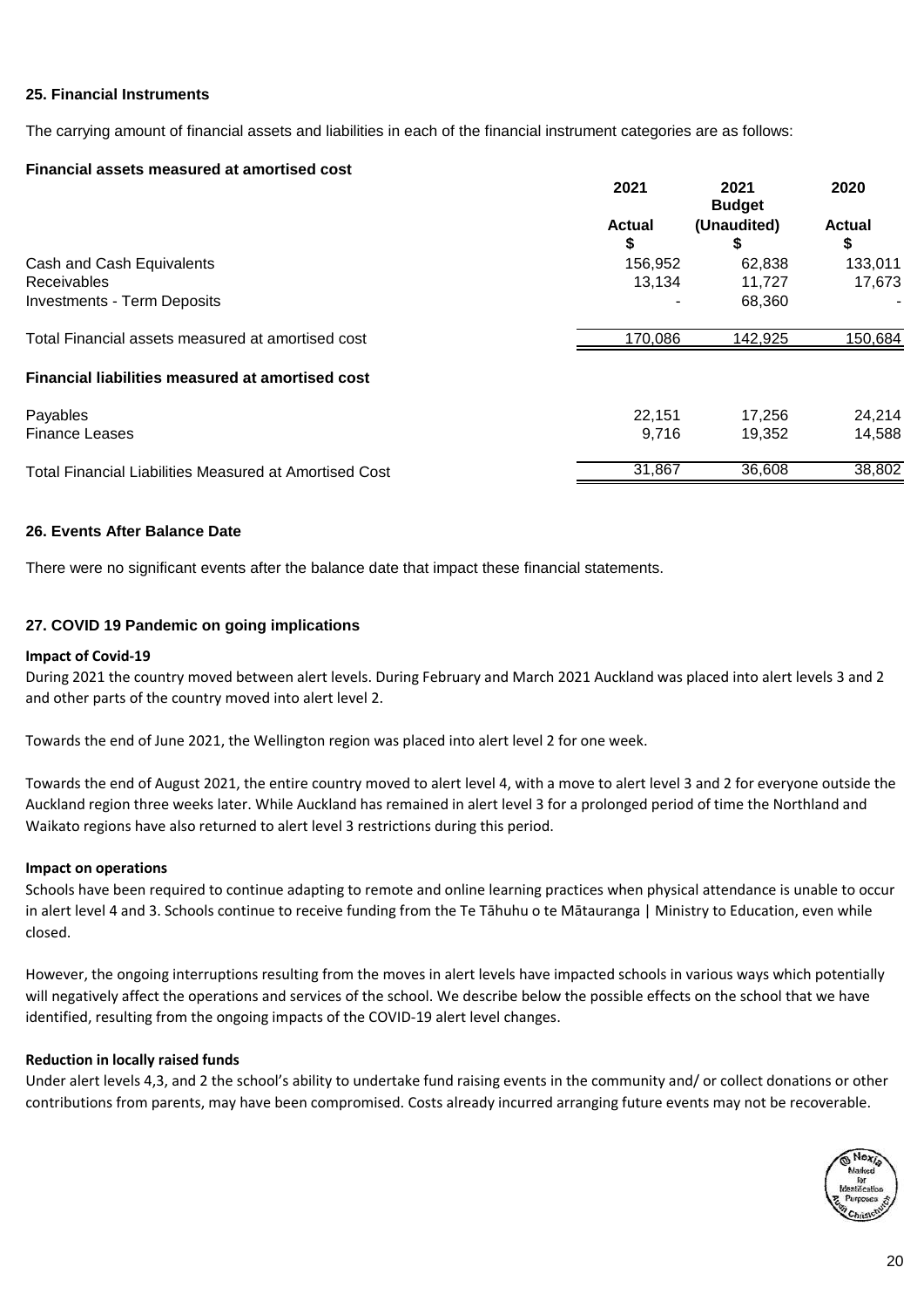## 25. Financial Instruments

The carrying amount of financial assets and liabilities in each of the financial instrument categories are as follows:

**Financial assets measured at amortised cost**

| | 2021 Actual $ | 2021 Budget (Unaudited) $ | 2020 Actual $ |
|---|---|---|---|
| Cash and Cash Equivalents | 156,952 | 62,838 | 133,011 |
| Receivables | 13,134 | 11,727 | 17,673 |
| Investments - Term Deposits | - | 68,360 | - |
| Total Financial assets measured at amortised cost | 170,086 | 142,925 | 150,684 |
| **Financial liabilities measured at amortised cost** | | | |
| Payables | 22,151 | 17,256 | 24,214 |
| Finance Leases | 9,716 | 19,352 | 14,588 |
| Total Financial Liabilities Measured at Amortised Cost | 31,867 | 36,608 | 38,802 |

## 26. Events After Balance Date

There were no significant events after the balance date that impact these financial statements.

## 27. COVID 19 Pandemic on going implications

**Impact of Covid-19**

During 2021 the country moved between alert levels. During February and March 2021 Auckland was placed into alert levels 3 and 2 and other parts of the country moved into alert level 2.

Towards the end of June 2021, the Wellington region was placed into alert level 2 for one week.

Towards the end of August 2021, the entire country moved to alert level 4, with a move to alert level 3 and 2 for everyone outside the Auckland region three weeks later. While Auckland has remained in alert level 3 for a prolonged period of time the Northland and Waikato regions have also returned to alert level 3 restrictions during this period.

**Impact on operations**

Schools have been required to continue adapting to remote and online learning practices when physical attendance is unable to occur in alert level 4 and 3. Schools continue to receive funding from the Te Tāhuhu o te Mātauranga | Ministry to Education, even while closed.

However, the ongoing interruptions resulting from the moves in alert levels have impacted schools in various ways which potentially will negatively affect the operations and services of the school. We describe below the possible effects on the school that we have identified, resulting from the ongoing impacts of the COVID-19 alert level changes.

**Reduction in locally raised funds**

Under alert levels 4,3, and 2 the school's ability to undertake fund raising events in the community and/ or collect donations or other contributions from parents, may have been compromised. Costs already incurred arranging future events may not be recoverable.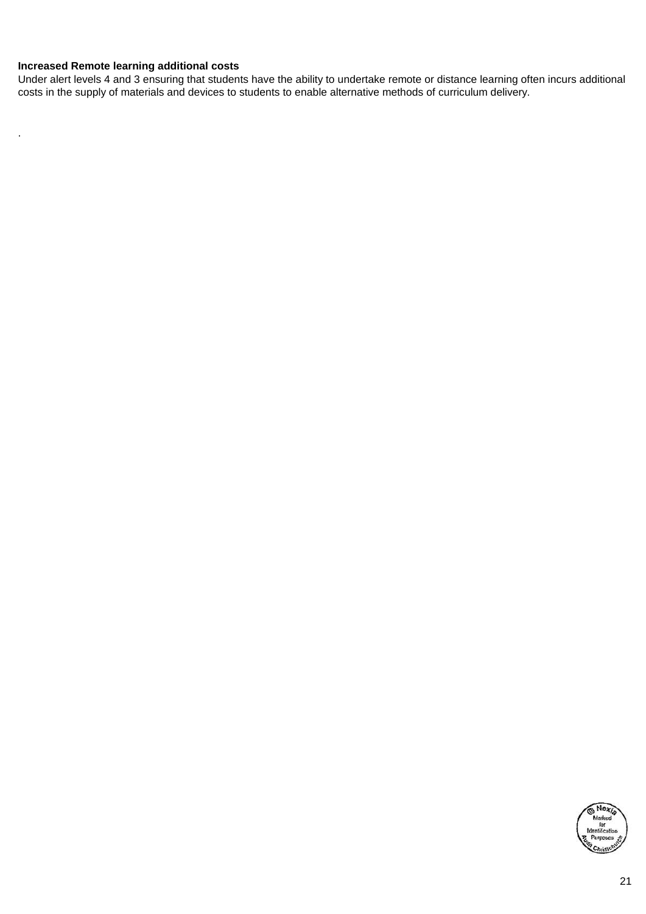**Increased Remote learning additional costs**

Under alert levels 4 and 3 ensuring that students have the ability to undertake remote or distance learning often incurs additional costs in the supply of materials and devices to students to enable alternative methods of curriculum delivery.

.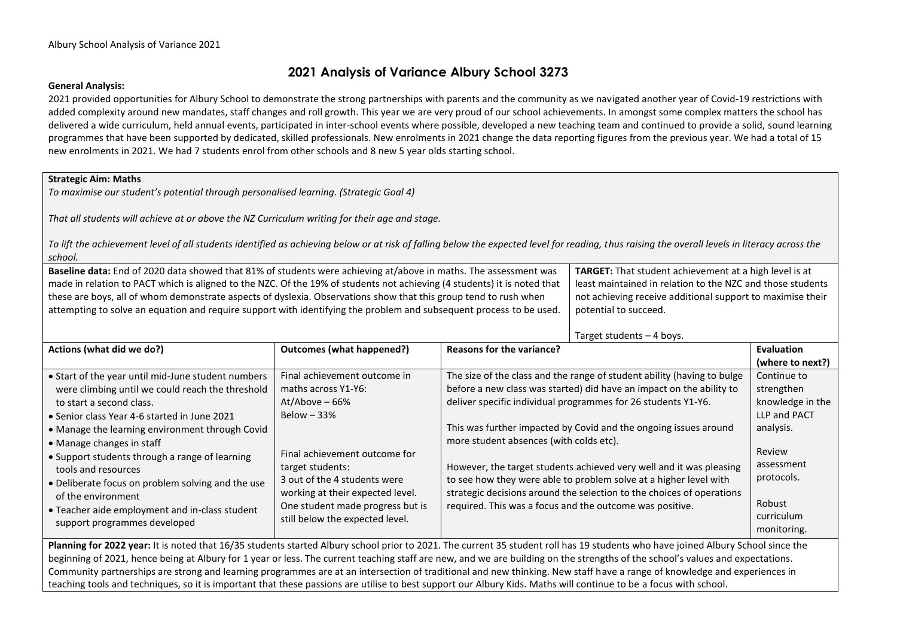## 2021 Analysis of Variance Albury School 3273

**General Analysis:**

2021 provided opportunities for Albury School to demonstrate the strong partnerships with parents and the community as we navigated another year of Covid-19 restrictions with added complexity around new mandates, staff changes and roll growth. This year we are very proud of our school achievements. In amongst some complex matters the school has delivered a wide curriculum, held annual events, participated in inter-school events where possible, developed a new teaching team and continued to provide a solid, sound learning programmes that have been supported by dedicated, skilled professionals. New enrolments in 2021 change the data reporting figures from the previous year. We had a total of 15 new enrolments in 2021. We had 7 students enrol from other schools and 8 new 5 year olds starting school.

**Strategic Aim: Maths**

*To maximise our student's potential through personalised learning. (Strategic Goal 4)*

*That all students will achieve at or above the NZ Curriculum writing for their age and stage.*

*To lift the achievement level of all students identified as achieving below or at risk of falling below the expected level for reading, thus raising the overall levels in literacy across the school.*

| Baseline data | TARGET |
|---|---|
| **Baseline data:** End of 2020 data showed that 81% of students were achieving at/above in maths. The assessment was made in relation to PACT which is aligned to the NZC. Of the 19% of students not achieving (4 students) it is noted that these are boys, all of whom demonstrate aspects of dyslexia. Observations show that this group tend to rush when attempting to solve an equation and require support with identifying the problem and subsequent process to be used. | **TARGET:** That student achievement at a high level is at least maintained in relation to the NZC and those students not achieving receive additional support to maximise their potential to succeed.<br><br>Target students – 4 boys. |

| Actions (what did we do?) | Outcomes (what happened?) | Reasons for the variance? | Evaluation (where to next?) |
|---|---|---|---|
| • Start of the year until mid-June student numbers were climbing until we could reach the threshold to start a second class.<br>• Senior class Year 4-6 started in June 2021<br>• Manage the learning environment through Covid<br>• Manage changes in staff<br>• Support students through a range of learning tools and resources<br>• Deliberate focus on problem solving and the use of the environment<br>• Teacher aide employment and in-class student support programmes developed | Final achievement outcome in maths across Y1-Y6:<br>At/Above – 66%<br>Below – 33%<br><br>Final achievement outcome for target students:<br>3 out of the 4 students were working at their expected level. One student made progress but is still below the expected level. | The size of the class and the range of student ability (having to bulge before a new class was started) did have an impact on the ability to deliver specific individual programmes for 26 students Y1-Y6.<br><br>This was further impacted by Covid and the ongoing issues around more student absences (with colds etc).<br><br>However, the target students achieved very well and it was pleasing to see how they were able to problem solve at a higher level with strategic decisions around the selection to the choices of operations required. This was a focus and the outcome was positive. | Continue to strengthen knowledge in the LLP and PACT analysis.<br><br>Review assessment protocols.<br><br>Robust curriculum monitoring. |

**Planning for 2022 year:** It is noted that 16/35 students started Albury school prior to 2021. The current 35 student roll has 19 students who have joined Albury School since the beginning of 2021, hence being at Albury for 1 year or less. The current teaching staff are new, and we are building on the strengths of the school's values and expectations. Community partnerships are strong and learning programmes are at an intersection of traditional and new thinking. New staff have a range of knowledge and experiences in teaching tools and techniques, so it is important that these passions are utilise to best support our Albury Kids. Maths will continue to be a focus with school.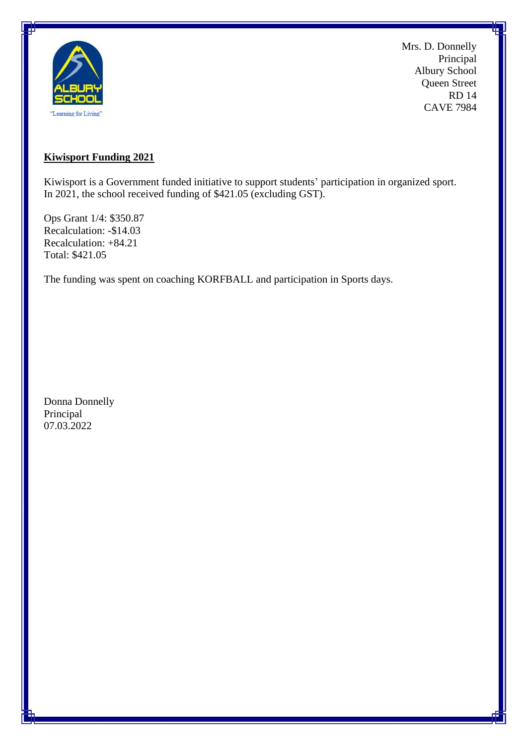ALBURY SCHOOL

"Learning for Living"

Mrs. D. Donnelly
Principal
Albury School
Queen Street
RD 14
CAVE 7984

**Kiwisport Funding 2021**

Kiwisport is a Government funded initiative to support students' participation in organized sport. In 2021, the school received funding of $421.05 (excluding GST).

Ops Grant 1/4: $350.87
Recalculation: -$14.03
Recalculation: +84.21
Total: $421.05

The funding was spent on coaching KORFBALL and participation in Sports days.

Donna Donnelly
Principal
07.03.2022